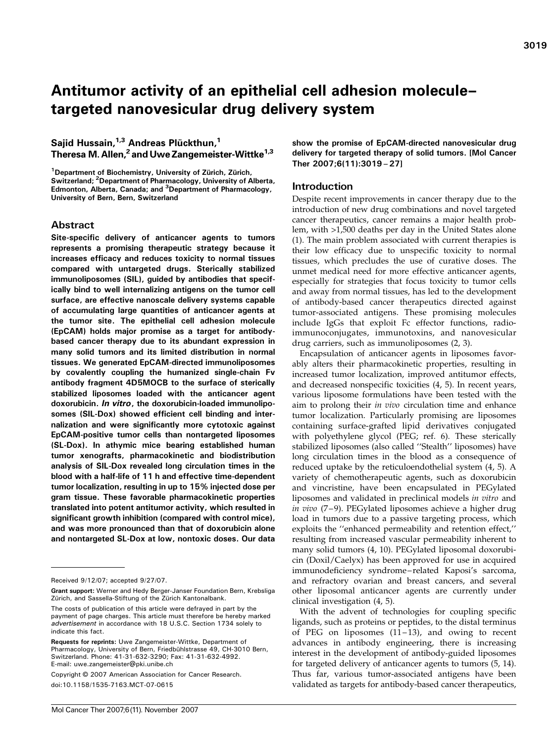# Antitumor activity of an epithelial cell adhesion molecule–targeted nanovesicular drug delivery system

**Sajid Hussain,[1,3] Andreas Plückthun,[1] Theresa M. Allen,[2] and Uwe Zangemeister-Wittke[1,3]**

[1]Department of Biochemistry, University of Zürich, Zürich, Switzerland; [2]Department of Pharmacology, University of Alberta, Edmonton, Alberta, Canada; and [3]Department of Pharmacology, University of Bern, Bern, Switzerland

## Abstract

**Site-specific delivery of anticancer agents to tumors represents a promising therapeutic strategy because it increases efficacy and reduces toxicity to normal tissues compared with untargeted drugs. Sterically stabilized immunoliposomes (SIL), guided by antibodies that specifically bind to well internalizing antigens on the tumor cell surface, are effective nanoscale delivery systems capable of accumulating large quantities of anticancer agents at the tumor site. The epithelial cell adhesion molecule (EpCAM) holds major promise as a target for antibody-based cancer therapy due to its abundant expression in many solid tumors and its limited distribution in normal tissues. We generated EpCAM-directed immunoliposomes by covalently coupling the humanized single-chain Fv antibody fragment 4D5MOCB to the surface of sterically stabilized liposomes loaded with the anticancer agent doxorubicin.** ***In vitro*****, the doxorubicin-loaded immunoliposomes (SIL-Dox) showed efficient cell binding and internalization and were significantly more cytotoxic against EpCAM-positive tumor cells than nontargeted liposomes (SL-Dox). In athymic mice bearing established human tumor xenografts, pharmacokinetic and biodistribution analysis of SIL-Dox revealed long circulation times in the blood with a half-life of 11 h and effective time-dependent tumor localization, resulting in up to 15% injected dose per gram tissue. These favorable pharmacokinetic properties translated into potent antitumor activity, which resulted in significant growth inhibition (compared with control mice), and was more pronounced than that of doxorubicin alone and nontargeted SL-Dox at low, nontoxic doses. Our data show the promise of EpCAM-directed nanovesicular drug delivery for targeted therapy of solid tumors. [Mol Cancer Ther 2007;6(11):3019–27]**

## Introduction

Despite recent improvements in cancer therapy due to the introduction of new drug combinations and novel targeted cancer therapeutics, cancer remains a major health problem, with >1,500 deaths per day in the United States alone (1). The main problem associated with current therapies is their low efficacy due to unspecific toxicity to normal tissues, which precludes the use of curative doses. The unmet medical need for more effective anticancer agents, especially for strategies that focus toxicity to tumor cells and away from normal tissues, has led to the development of antibody-based cancer therapeutics directed against tumor-associated antigens. These promising molecules include IgGs that exploit Fc effector functions, radioimmunoconjugates, immunotoxins, and nanovesicular drug carriers, such as immunoliposomes (2, 3).

Encapsulation of anticancer agents in liposomes favorably alters their pharmacokinetic properties, resulting in increased tumor localization, improved antitumor effects, and decreased nonspecific toxicities (4, 5). In recent years, various liposome formulations have been tested with the aim to prolong their *in vivo* circulation time and enhance tumor localization. Particularly promising are liposomes containing surface-grafted lipid derivatives conjugated with polyethylene glycol (PEG; ref. 6). These sterically stabilized liposomes (also called ''Stealth'' liposomes) have long circulation times in the blood as a consequence of reduced uptake by the reticuloendothelial system (4, 5). A variety of chemotherapeutic agents, such as doxorubicin and vincristine, have been encapsulated in PEGylated liposomes and validated in preclinical models *in vitro* and *in vivo* (7–9). PEGylated liposomes achieve a higher drug load in tumors due to a passive targeting process, which exploits the ''enhanced permeability and retention effect,'' resulting from increased vascular permeability inherent to many solid tumors (4, 10). PEGylated liposomal doxorubicin (Doxil/Caelyx) has been approved for use in acquired immunodeficiency syndrome–related Kaposi's sarcoma, and refractory ovarian and breast cancers, and several other liposomal anticancer agents are currently under clinical investigation (4, 5).

With the advent of technologies for coupling specific ligands, such as proteins or peptides, to the distal terminus of PEG on liposomes (11–13), and owing to recent advances in antibody engineering, there is increasing interest in the development of antibody-guided liposomes for targeted delivery of anticancer agents to tumors (5, 14). Thus far, various tumor-associated antigens have been validated as targets for antibody-based cancer therapeutics,

---

Received 9/12/07; accepted 9/27/07.

**Grant support:** Werner and Hedy Berger-Janser Foundation Bern, Krebsliga Zürich, and Sassella-Stiftung of the Zürich Kantonalbank.

The costs of publication of this article were defrayed in part by the payment of page charges. This article must therefore be hereby marked *advertisement* in accordance with 18 U.S.C. Section 1734 solely to indicate this fact.

**Requests for reprints:** Uwe Zangemeister-Wittke, Department of Pharmacology, University of Bern, Friedbühlstrasse 49, CH-3010 Bern, Switzerland. Phone: 41-31-632-3290; Fax: 41-31-632-4992. E-mail: uwe.zangemeister@pki.unibe.ch

Copyright © 2007 American Association for Cancer Research.

doi:10.1158/1535-7163.MCT-07-0615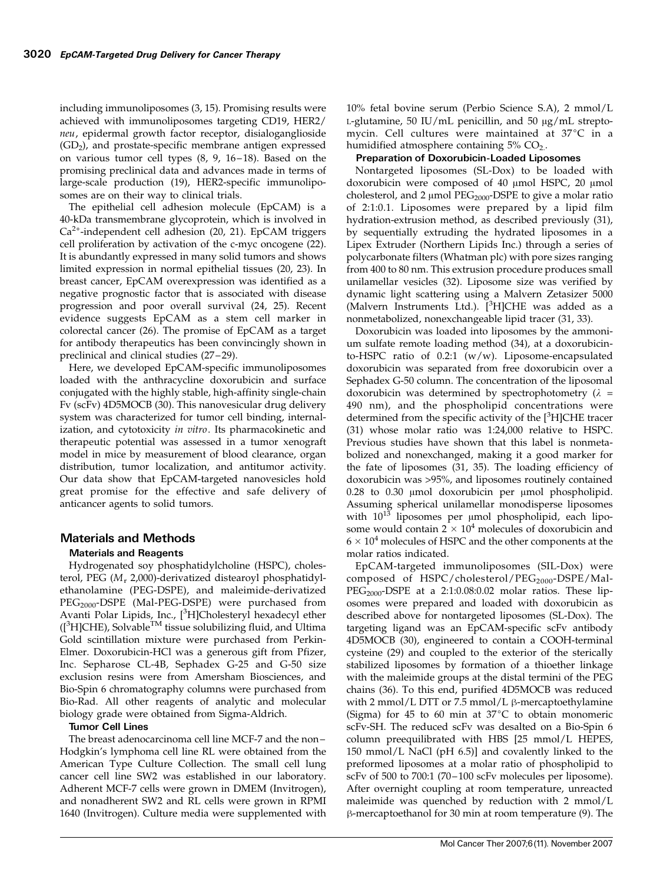including immunoliposomes (3, 15). Promising results were achieved with immunoliposomes targeting CD19, HER2/*neu*, epidermal growth factor receptor, disialoganglioside ($GD_2$), and prostate-specific membrane antigen expressed on various tumor cell types (8, 9, 16–18). Based on the promising preclinical data and advances made in terms of large-scale production (19), HER2-specific immunoliposomes are on their way to clinical trials.

The epithelial cell adhesion molecule (EpCAM) is a 40-kDa transmembrane glycoprotein, which is involved in $Ca^{2+}$-independent cell adhesion (20, 21). EpCAM triggers cell proliferation by activation of the c-myc oncogene (22). It is abundantly expressed in many solid tumors and shows limited expression in normal epithelial tissues (20, 23). In breast cancer, EpCAM overexpression was identified as a negative prognostic factor that is associated with disease progression and poor overall survival (24, 25). Recent evidence suggests EpCAM as a stem cell marker in colorectal cancer (26). The promise of EpCAM as a target for antibody therapeutics has been convincingly shown in preclinical and clinical studies (27–29).

Here, we developed EpCAM-specific immunoliposomes loaded with the anthracycline doxorubicin and surface conjugated with the highly stable, high-affinity single-chain Fv (scFv) 4D5MOCB (30). This nanovesicular drug delivery system was characterized for tumor cell binding, internalization, and cytotoxicity *in vitro*. Its pharmacokinetic and therapeutic potential was assessed in a tumor xenograft model in mice by measurement of blood clearance, organ distribution, tumor localization, and antitumor activity. Our data show that EpCAM-targeted nanovesicles hold great promise for the effective and safe delivery of anticancer agents to solid tumors.

## Materials and Methods

### Materials and Reagents

Hydrogenated soy phosphatidylcholine (HSPC), cholesterol, PEG ($M_r$ 2,000)-derivatized distearoyl phosphatidylethanolamine (PEG-DSPE), and maleimide-derivatized $PEG_{2000}$-DSPE (Mal-PEG-DSPE) were purchased from Avanti Polar Lipids, Inc., [$^3$H]Cholesteryl hexadecyl ether ([$^3$H]CHE), Solvable™ tissue solubilizing fluid, and Ultima Gold scintillation mixture were purchased from Perkin-Elmer. Doxorubicin-HCl was a generous gift from Pfizer, Inc. Sepharose CL-4B, Sephadex G-25 and G-50 size exclusion resins were from Amersham Biosciences, and Bio-Spin 6 chromatography columns were purchased from Bio-Rad. All other reagents of analytic and molecular biology grade were obtained from Sigma-Aldrich.

### Tumor Cell Lines

The breast adenocarcinoma cell line MCF-7 and the non–Hodgkin's lymphoma cell line RL were obtained from the American Type Culture Collection. The small cell lung cancer cell line SW2 was established in our laboratory. Adherent MCF-7 cells were grown in DMEM (Invitrogen), and nonadherent SW2 and RL cells were grown in RPMI 1640 (Invitrogen). Culture media were supplemented with 10% fetal bovine serum (Perbio Science S.A), 2 mmol/L L-glutamine, 50 IU/mL penicillin, and 50 μg/mL streptomycin. Cell cultures were maintained at 37°C in a humidified atmosphere containing 5% $CO_2$.

### Preparation of Doxorubicin-Loaded Liposomes

Nontargeted liposomes (SL-Dox) to be loaded with doxorubicin were composed of 40 μmol HSPC, 20 μmol cholesterol, and 2 μmol $PEG_{2000}$-DSPE to give a molar ratio of 2:1:0.1. Liposomes were prepared by a lipid film hydration-extrusion method, as described previously (31), by sequentially extruding the hydrated liposomes in a Lipex Extruder (Northern Lipids Inc.) through a series of polycarbonate filters (Whatman plc) with pore sizes ranging from 400 to 80 nm. This extrusion procedure produces small unilamellar vesicles (32). Liposome size was verified by dynamic light scattering using a Malvern Zetasizer 5000 (Malvern Instruments Ltd.). [$^3$H]CHE was added as a nonmetabolized, nonexchangeable lipid tracer (31, 33).

Doxorubicin was loaded into liposomes by the ammonium sulfate remote loading method (34), at a doxorubicin-to-HSPC ratio of 0.2:1 (w/w). Liposome-encapsulated doxorubicin was separated from free doxorubicin over a Sephadex G-50 column. The concentration of the liposomal doxorubicin was determined by spectrophotometry ($\lambda$ = 490 nm), and the phospholipid concentrations were determined from the specific activity of the [$^3$H]CHE tracer (31) whose molar ratio was 1:24,000 relative to HSPC. Previous studies have shown that this label is nonmetabolized and nonexchanged, making it a good marker for the fate of liposomes (31, 35). The loading efficiency of doxorubicin was >95%, and liposomes routinely contained 0.28 to 0.30 μmol doxorubicin per μmol phospholipid. Assuming spherical unilamellar monodisperse liposomes with $10^{13}$ liposomes per μmol phospholipid, each liposome would contain $2 \times 10^4$ molecules of doxorubicin and $6 \times 10^4$ molecules of HSPC and the other components at the molar ratios indicated.

EpCAM-targeted immunoliposomes (SIL-Dox) were composed of HSPC/cholesterol/$PEG_{2000}$-DSPE/Mal-$PEG_{2000}$-DSPE at a 2:1:0.08:0.02 molar ratios. These liposomes were prepared and loaded with doxorubicin as described above for nontargeted liposomes (SL-Dox). The targeting ligand was an EpCAM-specific scFv antibody 4D5MOCB (30), engineered to contain a COOH-terminal cysteine (29) and coupled to the exterior of the sterically stabilized liposomes by formation of a thioether linkage with the maleimide groups at the distal termini of the PEG chains (36). To this end, purified 4D5MOCB was reduced with 2 mmol/L DTT or 7.5 mmol/L β-mercaptoethylamine (Sigma) for 45 to 60 min at 37°C to obtain monomeric scFv-SH. The reduced scFv was desalted on a Bio-Spin 6 column preequilibrated with HBS [25 mmol/L HEPES, 150 mmol/L NaCl (pH 6.5)] and covalently linked to the preformed liposomes at a molar ratio of phospholipid to scFv of 500 to 700:1 (70–100 scFv molecules per liposome). After overnight coupling at room temperature, unreacted maleimide was quenched by reduction with 2 mmol/L β-mercaptoethanol for 30 min at room temperature (9). The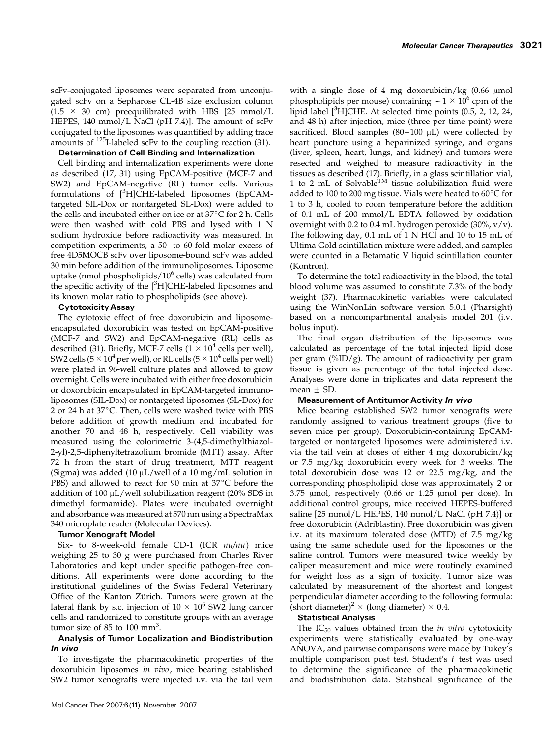scFv-conjugated liposomes were separated from unconjugated scFv on a Sepharose CL-4B size exclusion column ($1.5 \times 30$ cm) preequilibrated with HBS [25 mmol/L HEPES, 140 mmol/L NaCl (pH 7.4)]. The amount of scFv conjugated to the liposomes was quantified by adding trace amounts of $^{125}$I-labeled scFv to the coupling reaction (31).

**Determination of Cell Binding and Internalization**

Cell binding and internalization experiments were done as described (17, 31) using EpCAM-positive (MCF-7 and SW2) and EpCAM-negative (RL) tumor cells. Various formulations of [$^{3}$H]CHE-labeled liposomes (EpCAM-targeted SIL-Dox or nontargeted SL-Dox) were added to the cells and incubated either on ice or at 37°C for 2 h. Cells were then washed with cold PBS and lysed with 1 N sodium hydroxide before radioactivity was measured. In competition experiments, a 50- to 60-fold molar excess of free 4D5MOCB scFv over liposome-bound scFv was added 30 min before addition of the immunoliposomes. Liposome uptake (nmol phospholipids/$10^6$ cells) was calculated from the specific activity of the [$^{3}$H]CHE-labeled liposomes and its known molar ratio to phospholipids (see above).

**Cytotoxicity Assay**

The cytotoxic effect of free doxorubicin and liposome-encapsulated doxorubicin was tested on EpCAM-positive (MCF-7 and SW2) and EpCAM-negative (RL) cells as described (31). Briefly, MCF-7 cells ($1 \times 10^4$ cells per well), SW2 cells ($5 \times 10^4$ per well), or RL cells ($5 \times 10^4$ cells per well) were plated in 96-well culture plates and allowed to grow overnight. Cells were incubated with either free doxorubicin or doxorubicin encapsulated in EpCAM-targeted immunoliposomes (SIL-Dox) or nontargeted liposomes (SL-Dox) for 2 or 24 h at 37°C. Then, cells were washed twice with PBS before addition of growth medium and incubated for another 70 and 48 h, respectively. Cell viability was measured using the colorimetric 3-(4,5-dimethylthiazol-2-yl)-2,5-diphenyltetrazolium bromide (MTT) assay. After 72 h from the start of drug treatment, MTT reagent (Sigma) was added (10 μL/well of a 10 mg/mL solution in PBS) and allowed to react for 90 min at 37°C before the addition of 100 μL/well solubilization reagent (20% SDS in dimethyl formamide). Plates were incubated overnight and absorbance was measured at 570 nm using a SpectraMax 340 microplate reader (Molecular Devices).

**Tumor Xenograft Model**

Six- to 8-week-old female CD-1 (ICR *nu/nu*) mice weighing 25 to 30 g were purchased from Charles River Laboratories and kept under specific pathogen-free conditions. All experiments were done according to the institutional guidelines of the Swiss Federal Veterinary Office of the Kanton Zürich. Tumors were grown at the lateral flank by s.c. injection of $10 \times 10^6$ SW2 lung cancer cells and randomized to constitute groups with an average tumor size of 85 to 100 mm$^3$.

**Analysis of Tumor Localization and Biodistribution *In vivo***

To investigate the pharmacokinetic properties of the doxorubicin liposomes *in vivo*, mice bearing established SW2 tumor xenografts were injected i.v. via the tail vein with a single dose of 4 mg doxorubicin/kg (0.66 μmol phospholipids per mouse) containing $\sim 1 \times 10^6$ cpm of the lipid label [$^{3}$H]CHE. At selected time points (0.5, 2, 12, 24, and 48 h) after injection, mice (three per time point) were sacrificed. Blood samples (80–100 μL) were collected by heart puncture using a heparinized syringe, and organs (liver, spleen, heart, lungs, and kidney) and tumors were resected and weighed to measure radioactivity in the tissues as described (17). Briefly, in a glass scintillation vial, 1 to 2 mL of Solvable™ tissue solubilization fluid were added to 100 to 200 mg tissue. Vials were heated to 60°C for 1 to 3 h, cooled to room temperature before the addition of 0.1 mL of 200 mmol/L EDTA followed by oxidation overnight with 0.2 to 0.4 mL hydrogen peroxide (30%, v/v). The following day, 0.1 mL of 1 N HCl and 10 to 15 mL of Ultima Gold scintillation mixture were added, and samples were counted in a Betamatic V liquid scintillation counter (Kontron).

To determine the total radioactivity in the blood, the total blood volume was assumed to constitute 7.3% of the body weight (37). Pharmacokinetic variables were calculated using the WinNonLin software version 5.0.1 (Pharsight) based on a noncompartmental analysis model 201 (i.v. bolus input).

The final organ distribution of the liposomes was calculated as percentage of the total injected lipid dose per gram (%ID/g). The amount of radioactivity per gram tissue is given as percentage of the total injected dose. Analyses were done in triplicates and data represent the mean ± SD.

**Measurement of Antitumor Activity *In vivo***

Mice bearing established SW2 tumor xenografts were randomly assigned to various treatment groups (five to seven mice per group). Doxorubicin-containing EpCAM-targeted or nontargeted liposomes were administered i.v. via the tail vein at doses of either 4 mg doxorubicin/kg or 7.5 mg/kg doxorubicin every week for 3 weeks. The total doxorubicin dose was 12 or 22.5 mg/kg, and the corresponding phospholipid dose was approximately 2 or 3.75 μmol, respectively (0.66 or 1.25 μmol per dose). In additional control groups, mice received HEPES-buffered saline [25 mmol/L HEPES, 140 mmol/L NaCl (pH 7.4)] or free doxorubicin (Adriblastin). Free doxorubicin was given i.v. at its maximum tolerated dose (MTD) of 7.5 mg/kg using the same schedule used for the liposomes or the saline control. Tumors were measured twice weekly by caliper measurement and mice were routinely examined for weight loss as a sign of toxicity. Tumor size was calculated by measurement of the shortest and longest perpendicular diameter according to the following formula: $(\text{short diameter})^2 \times (\text{long diameter}) \times 0.4$.

**Statistical Analysis**

The $IC_{50}$ values obtained from the *in vitro* cytotoxicity experiments were statistically evaluated by one-way ANOVA, and pairwise comparisons were made by Tukey's multiple comparison post test. Student's $t$ test was used to determine the significance of the pharmacokinetic and biodistribution data. Statistical significance of the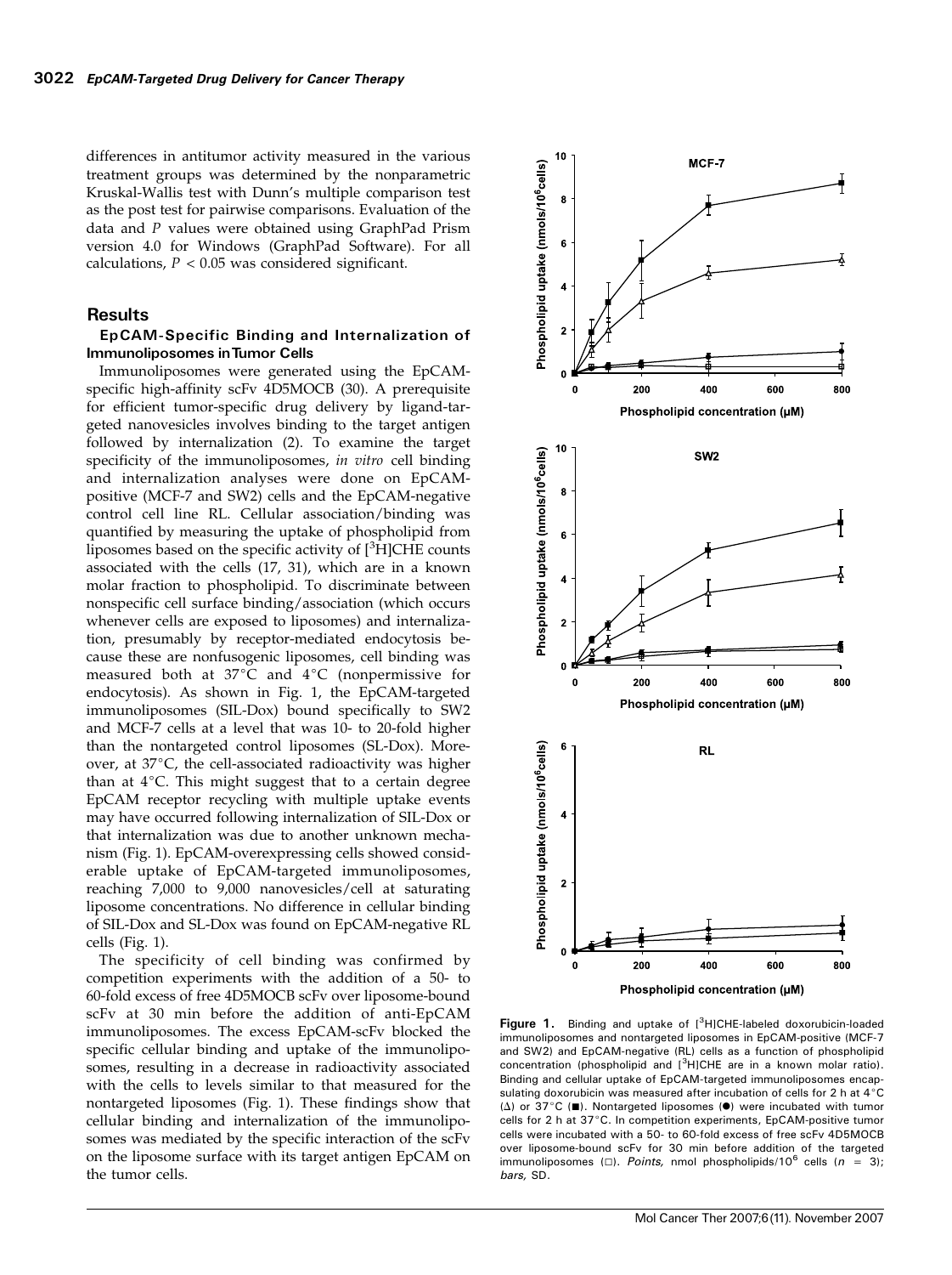differences in antitumor activity measured in the various treatment groups was determined by the nonparametric Kruskal-Wallis test with Dunn's multiple comparison test as the post test for pairwise comparisons. Evaluation of the data and *P* values were obtained using GraphPad Prism version 4.0 for Windows (GraphPad Software). For all calculations, $P < 0.05$ was considered significant.

## Results

### EpCAM-Specific Binding and Internalization of Immunoliposomes in Tumor Cells

Immunoliposomes were generated using the EpCAM-specific high-affinity scFv 4D5MOCB (30). A prerequisite for efficient tumor-specific drug delivery by ligand-targeted nanovesicles involves binding to the target antigen followed by internalization (2). To examine the target specificity of the immunoliposomes, *in vitro* cell binding and internalization analyses were done on EpCAM-positive (MCF-7 and SW2) cells and the EpCAM-negative control cell line RL. Cellular association/binding was quantified by measuring the uptake of phospholipid from liposomes based on the specific activity of [$^3$H]CHE counts associated with the cells (17, 31), which are in a known molar fraction to phospholipid. To discriminate between nonspecific cell surface binding/association (which occurs whenever cells are exposed to liposomes) and internalization, presumably by receptor-mediated endocytosis because these are nonfusogenic liposomes, cell binding was measured both at 37°C and 4°C (nonpermissive for endocytosis). As shown in Fig. 1, the EpCAM-targeted immunoliposomes (SIL-Dox) bound specifically to SW2 and MCF-7 cells at a level that was 10- to 20-fold higher than the nontargeted control liposomes (SL-Dox). Moreover, at 37°C, the cell-associated radioactivity was higher than at 4°C. This might suggest that to a certain degree EpCAM receptor recycling with multiple uptake events may have occurred following internalization of SIL-Dox or that internalization was due to another unknown mechanism (Fig. 1). EpCAM-overexpressing cells showed considerable uptake of EpCAM-targeted immunoliposomes, reaching 7,000 to 9,000 nanovesicles/cell at saturating liposome concentrations. No difference in cellular binding of SIL-Dox and SL-Dox was found on EpCAM-negative RL cells (Fig. 1).

The specificity of cell binding was confirmed by competition experiments with the addition of a 50- to 60-fold excess of free 4D5MOCB scFv over liposome-bound scFv at 30 min before the addition of anti-EpCAM immunoliposomes. The excess EpCAM-scFv blocked the specific cellular binding and uptake of the immunoliposomes, resulting in a decrease in radioactivity associated with the cells to levels similar to that measured for the nontargeted liposomes (Fig. 1). These findings show that cellular binding and internalization of the immunoliposomes was mediated by the specific interaction of the scFv on the liposome surface with its target antigen EpCAM on the tumor cells.

**Figure 1.** Binding and uptake of [$^3$H]CHE-labeled doxorubicin-loaded immunoliposomes and nontargeted liposomes in EpCAM-positive (MCF-7 and SW2) and EpCAM-negative (RL) cells as a function of phospholipid concentration (phospholipid and [$^3$H]CHE are in a known molar ratio). Binding and cellular uptake of EpCAM-targeted immunoliposomes encapsulating doxorubicin was measured after incubation of cells for 2 h at 4°C (Δ) or 37°C (■). Nontargeted liposomes (●) were incubated with tumor cells for 2 h at 37°C. In competition experiments, EpCAM-positive tumor cells were incubated with a 50- to 60-fold excess of free scFv 4D5MOCB over liposome-bound scFv for 30 min before addition of the targeted immunoliposomes (□). *Points,* nmol phospholipids/$10^6$ cells ($n = 3$); *bars,* SD.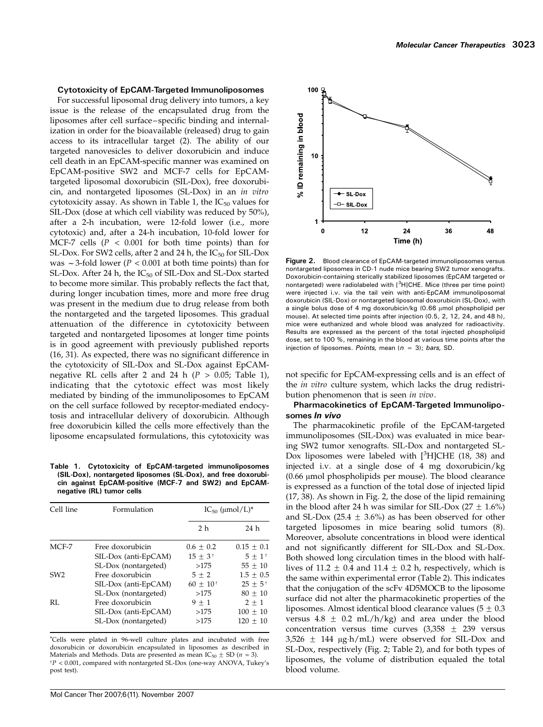### Cytotoxicity of EpCAM-Targeted Immunoliposomes

For successful liposomal drug delivery into tumors, a key issue is the release of the encapsulated drug from the liposomes after cell surface–specific binding and internalization in order for the bioavailable (released) drug to gain access to its intracellular target (2). The ability of our targeted nanovesicles to deliver doxorubicin and induce cell death in an EpCAM-specific manner was examined on EpCAM-positive SW2 and MCF-7 cells for EpCAM-targeted liposomal doxorubicin (SIL-Dox), free doxorubicin, and nontargeted liposomes (SL-Dox) in an *in vitro* cytotoxicity assay. As shown in Table 1, the $IC_{50}$ values for SIL-Dox (dose at which cell viability was reduced by 50%), after a 2-h incubation, were 12-fold lower (i.e., more cytotoxic) and, after a 24-h incubation, 10-fold lower for MCF-7 cells ($P < 0.001$ for both time points) than for SL-Dox. For SW2 cells, after 2 and 24 h, the $IC_{50}$ for SIL-Dox was ~3-fold lower ($P < 0.001$ at both time points) than for SL-Dox. After 24 h, the $IC_{50}$ of SIL-Dox and SL-Dox started to become more similar. This probably reflects the fact that, during longer incubation times, more and more free drug was present in the medium due to drug release from both the nontargeted and the targeted liposomes. This gradual attenuation of the difference in cytotoxicity between targeted and nontargeted liposomes at longer time points is in good agreement with previously published reports (16, 31). As expected, there was no significant difference in the cytotoxicity of SIL-Dox and SL-Dox against EpCAM-negative RL cells after 2 and 24 h ($P > 0.05$; Table 1), indicating that the cytotoxic effect was most likely mediated by binding of the immunoliposomes to EpCAM on the cell surface followed by receptor-mediated endocytosis and intracellular delivery of doxorubicin. Although free doxorubicin killed the cells more effectively than the liposome encapsulated formulations, this cytotoxicity was not specific for EpCAM-expressing cells and is an effect of the *in vitro* culture system, which lacks the drug redistribution phenomenon that is seen *in vivo*.

**Table 1. Cytotoxicity of EpCAM-targeted immunoliposomes (SIL-Dox), nontargeted liposomes (SL-Dox), and free doxorubicin against EpCAM-positive (MCF-7 and SW2) and EpCAM-negative (RL) tumor cells**

| Cell line | Formulation | $IC_{50}$ (μmol/L)* | |
|---|---|---|---|
| | | 2 h | 24 h |
| MCF-7 | Free doxorubicin | 0.6 ± 0.2 | 0.15 ± 0.1 |
| | SIL-Dox (anti-EpCAM) | 15 ± 3[†] | 5 ± 1[†] |
| | SL-Dox (nontargeted) | >175 | 55 ± 10 |
| SW2 | Free doxorubicin | 5 ± 2 | 1.5 ± 0.5 |
| | SIL-Dox (anti-EpCAM) | 60 ± 10[†] | 25 ± 5[†] |
| | SL-Dox (nontargeted) | >175 | 80 ± 10 |
| RL | Free doxorubicin | 9 ± 1 | 2 ± 1 |
| | SIL-Dox (anti-EpCAM) | >175 | 100 ± 10 |
| | SL-Dox (nontargeted) | >175 | 120 ± 10 |

*Cells were plated in 96-well culture plates and incubated with free doxorubicin or doxorubicin encapsulated in liposomes as described in Materials and Methods. Data are presented as mean $IC_{50}$ ± SD ($n = 3$).
†$P < 0.001$, compared with nontargeted SL-Dox (one-way ANOVA, Tukey's post test).

**Figure 2.** Blood clearance of EpCAM-targeted immunoliposomes versus nontargeted liposomes in CD-1 nude mice bearing SW2 tumor xenografts. Doxorubicin-containing sterically stabilized liposomes (EpCAM targeted or nontargeted) were radiolabeled with [$^3$H]CHE. Mice (three per time point) were injected i.v. via the tail vein with anti-EpCAM immunoliposomal doxorubicin (SIL-Dox) or nontargeted liposomal doxorubicin (SL-Dox), with a single bolus dose of 4 mg doxorubicin/kg (0.66 μmol phospholipid per mouse). At selected time points after injection (0.5, 2, 12, 24, and 48 h), mice were euthanized and whole blood was analyzed for radioactivity. Results are expressed as the percent of the total injected phospholipid dose, set to 100 %, remaining in the blood at various time points after the injection of liposomes. *Points,* mean ($n = 3$); *bars,* SD.

### Pharmacokinetics of EpCAM-Targeted Immunoliposomes *In vivo*

The pharmacokinetic profile of the EpCAM-targeted immunoliposomes (SIL-Dox) was evaluated in mice bearing SW2 tumor xenografts. SIL-Dox and nontargeted SL-Dox liposomes were labeled with [$^3$H]CHE (18, 38) and injected i.v. at a single dose of 4 mg doxorubicin/kg (0.66 μmol phospholipids per mouse). The blood clearance is expressed as a function of the total dose of injected lipid (17, 38). As shown in Fig. 2, the dose of the lipid remaining in the blood after 24 h was similar for SIL-Dox (27 ± 1.6%) and SL-Dox (25.4 ± 3.6%) as has been observed for other targeted liposomes in mice bearing solid tumors (8). Moreover, absolute concentrations in blood were identical and not significantly different for SIL-Dox and SL-Dox. Both showed long circulation times in the blood with half-lives of 11.2 ± 0.4 and 11.4 ± 0.2 h, respectively, which is the same within experimental error (Table 2). This indicates that the conjugation of the scFv 4D5MOCB to the liposome surface did not alter the pharmacokinetic properties of the liposomes. Almost identical blood clearance values (5 ± 0.3 versus 4.8 ± 0.2 mL/h/kg) and area under the blood concentration versus time curves (3,358 ± 239 versus 3,526 ± 144 μg·h/mL) were observed for SIL-Dox and SL-Dox, respectively (Fig. 2; Table 2), and for both types of liposomes, the volume of distribution equaled the total blood volume.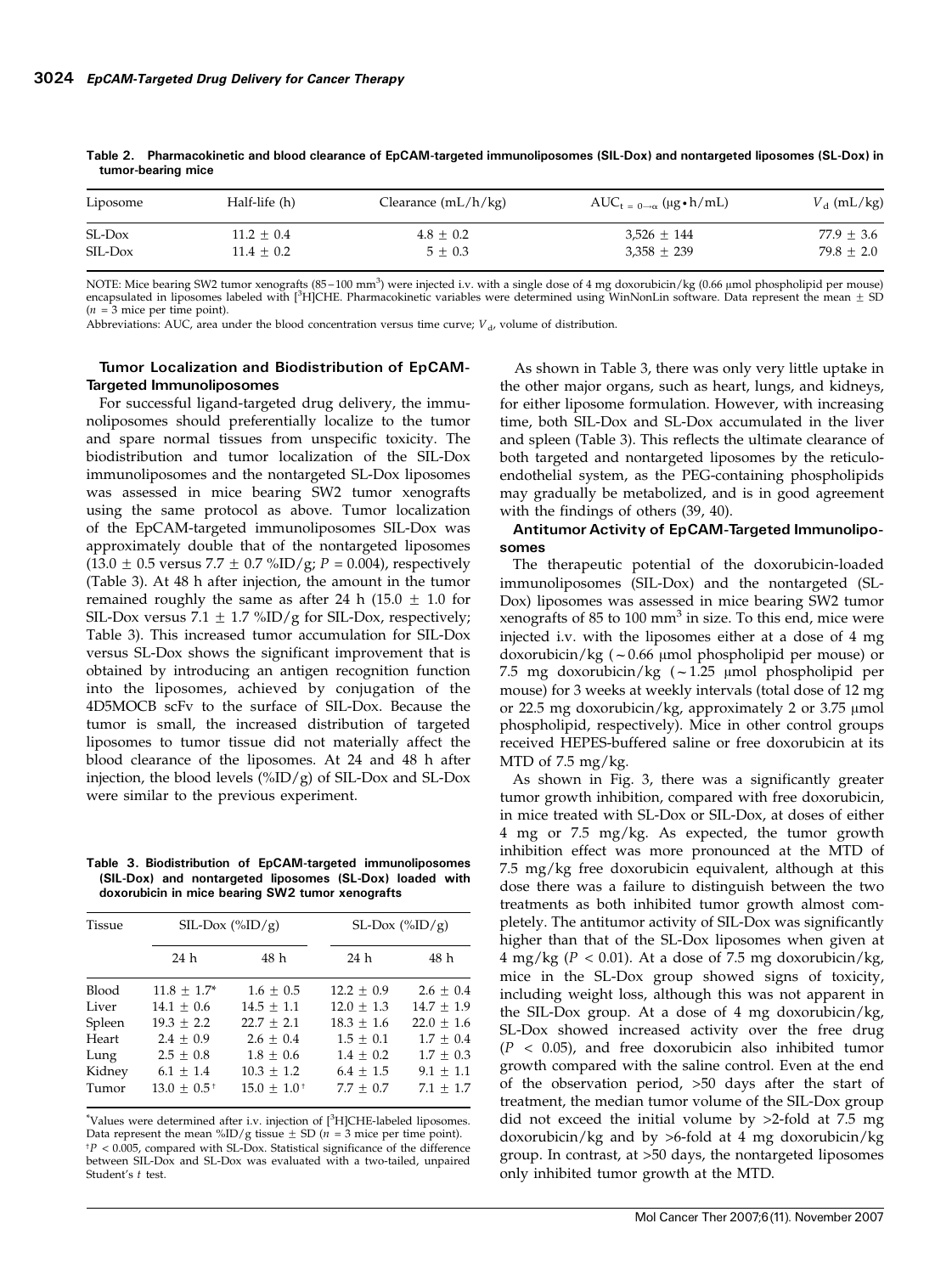**Table 2. Pharmacokinetic and blood clearance of EpCAM-targeted immunoliposomes (SIL-Dox) and nontargeted liposomes (SL-Dox) in tumor-bearing mice**

| Liposome | Half-life (h) | Clearance (mL/h/kg) | $AUC_{t=0\rightarrow\alpha}$ ($\mu g \cdot h/mL$) | $V_d$ (mL/kg) |
|---|---|---|---|---|
| SL-Dox | 11.2 ± 0.4 | 4.8 ± 0.2 | 3,526 ± 144 | 77.9 ± 3.6 |
| SIL-Dox | 11.4 ± 0.2 | 5 ± 0.3 | 3,358 ± 239 | 79.8 ± 2.0 |

NOTE: Mice bearing SW2 tumor xenografts (85–100 $mm^3$) were injected i.v. with a single dose of 4 mg doxorubicin/kg (0.66 μmol phospholipid per mouse) encapsulated in liposomes labeled with [$^3$H]CHE. Pharmacokinetic variables were determined using WinNonLin software. Data represent the mean ± SD ($n$ = 3 mice per time point).

Abbreviations: AUC, area under the blood concentration versus time curve; $V_d$, volume of distribution.

### Tumor Localization and Biodistribution of EpCAM-Targeted Immunoliposomes

For successful ligand-targeted drug delivery, the immunoliposomes should preferentially localize to the tumor and spare normal tissues from unspecific toxicity. The biodistribution and tumor localization of the SIL-Dox immunoliposomes and the nontargeted SL-Dox liposomes was assessed in mice bearing SW2 tumor xenografts using the same protocol as above. Tumor localization of the EpCAM-targeted immunoliposomes SIL-Dox was approximately double that of the nontargeted liposomes (13.0 ± 0.5 versus 7.7 ± 0.7 %ID/g; $P$ = 0.004), respectively (Table 3). At 48 h after injection, the amount in the tumor remained roughly the same as after 24 h (15.0 ± 1.0 for SIL-Dox versus 7.1 ± 1.7 %ID/g for SIL-Dox, respectively; Table 3). This increased tumor accumulation for SIL-Dox versus SL-Dox shows the significant improvement that is obtained by introducing an antigen recognition function into the liposomes, achieved by conjugation of the 4D5MOCB scFv to the surface of SIL-Dox. Because the tumor is small, the increased distribution of targeted liposomes to tumor tissue did not materially affect the blood clearance of the liposomes. At 24 and 48 h after injection, the blood levels (%ID/g) of SIL-Dox and SL-Dox were similar to the previous experiment.

**Table 3. Biodistribution of EpCAM-targeted immunoliposomes (SIL-Dox) and nontargeted liposomes (SL-Dox) loaded with doxorubicin in mice bearing SW2 tumor xenografts**

| Tissue | SIL-Dox (%ID/g) | | SL-Dox (%ID/g) | |
|---|---|---|---|---|
| | 24 h | 48 h | 24 h | 48 h |
| Blood | 11.8 ± 1.7* | 1.6 ± 0.5 | 12.2 ± 0.9 | 2.6 ± 0.4 |
| Liver | 14.1 ± 0.6 | 14.5 ± 1.1 | 12.0 ± 1.3 | 14.7 ± 1.9 |
| Spleen | 19.3 ± 2.2 | 22.7 ± 2.1 | 18.3 ± 1.6 | 22.0 ± 1.6 |
| Heart | 2.4 ± 0.9 | 2.6 ± 0.4 | 1.5 ± 0.1 | 1.7 ± 0.4 |
| Lung | 2.5 ± 0.8 | 1.8 ± 0.6 | 1.4 ± 0.2 | 1.7 ± 0.3 |
| Kidney | 6.1 ± 1.4 | 10.3 ± 1.2 | 6.4 ± 1.5 | 9.1 ± 1.1 |
| Tumor | 13.0 ± 0.5† | 15.0 ± 1.0† | 7.7 ± 0.7 | 7.1 ± 1.7 |

*Values were determined after i.v. injection of [$^3$H]CHE-labeled liposomes. Data represent the mean %ID/g tissue ± SD ($n$ = 3 mice per time point).
†$P$ < 0.005, compared with SL-Dox. Statistical significance of the difference between SIL-Dox and SL-Dox was evaluated with a two-tailed, unpaired Student's $t$ test.

As shown in Table 3, there was only very little uptake in the other major organs, such as heart, lungs, and kidneys, for either liposome formulation. However, with increasing time, both SIL-Dox and SL-Dox accumulated in the liver and spleen (Table 3). This reflects the ultimate clearance of both targeted and nontargeted liposomes by the reticuloendothelial system, as the PEG-containing phospholipids may gradually be metabolized, and is in good agreement with the findings of others (39, 40).

### Antitumor Activity of EpCAM-Targeted Immunoliposomes

The therapeutic potential of the doxorubicin-loaded immunoliposomes (SIL-Dox) and the nontargeted (SL-Dox) liposomes was assessed in mice bearing SW2 tumor xenografts of 85 to 100 $mm^3$ in size. To this end, mice were injected i.v. with the liposomes either at a dose of 4 mg doxorubicin/kg (~0.66 μmol phospholipid per mouse) or 7.5 mg doxorubicin/kg (~1.25 μmol phospholipid per mouse) for 3 weeks at weekly intervals (total dose of 12 mg or 22.5 mg doxorubicin/kg, approximately 2 or 3.75 μmol phospholipid, respectively). Mice in other control groups received HEPES-buffered saline or free doxorubicin at its MTD of 7.5 mg/kg.

As shown in Fig. 3, there was a significantly greater tumor growth inhibition, compared with free doxorubicin, in mice treated with SL-Dox or SIL-Dox, at doses of either 4 mg or 7.5 mg/kg. As expected, the tumor growth inhibition effect was more pronounced at the MTD of 7.5 mg/kg free doxorubicin equivalent, although at this dose there was a failure to distinguish between the two treatments as both inhibited tumor growth almost completely. The antitumor activity of SIL-Dox was significantly higher than that of the SL-Dox liposomes when given at 4 mg/kg ($P$ < 0.01). At a dose of 7.5 mg doxorubicin/kg, mice in the SL-Dox group showed signs of toxicity, including weight loss, although this was not apparent in the SIL-Dox group. At a dose of 4 mg doxorubicin/kg, SL-Dox showed increased activity over the free drug ($P$ < 0.05), and free doxorubicin also inhibited tumor growth compared with the saline control. Even at the end of the observation period, >50 days after the start of treatment, the median tumor volume of the SIL-Dox group did not exceed the initial volume by >2-fold at 7.5 mg doxorubicin/kg and by >6-fold at 4 mg doxorubicin/kg group. In contrast, at >50 days, the nontargeted liposomes only inhibited tumor growth at the MTD.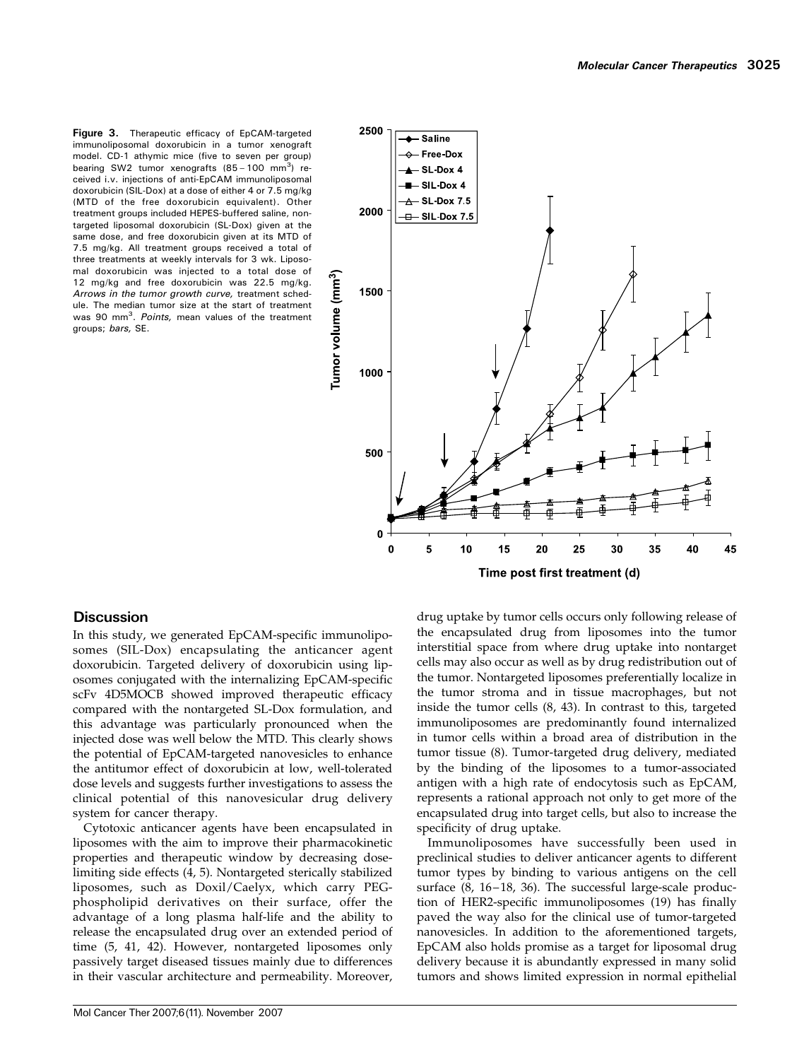**Figure 3.** Therapeutic efficacy of EpCAM-targeted immunoliposomal doxorubicin in a tumor xenograft model. CD-1 athymic mice (five to seven per group) bearing SW2 tumor xenografts (85 – 100 $mm^3$) received i.v. injections of anti-EpCAM immunoliposomal doxorubicin (SIL-Dox) at a dose of either 4 or 7.5 mg/kg (MTD of the free doxorubicin equivalent). Other treatment groups included HEPES-buffered saline, nontargeted liposomal doxorubicin (SL-Dox) given at the same dose, and free doxorubicin given at its MTD of 7.5 mg/kg. All treatment groups received a total of three treatments at weekly intervals for 3 wk. Liposomal doxorubicin was injected to a total dose of 12 mg/kg and free doxorubicin was 22.5 mg/kg. *Arrows in the tumor growth curve,* treatment schedule. The median tumor size at the start of treatment was 90 $mm^3$. *Points,* mean values of the treatment groups; *bars,* SE.

## Discussion

In this study, we generated EpCAM-specific immunoliposomes (SIL-Dox) encapsulating the anticancer agent doxorubicin. Targeted delivery of doxorubicin using liposomes conjugated with the internalizing EpCAM-specific scFv 4D5MOCB showed improved therapeutic efficacy compared with the nontargeted SL-Dox formulation, and this advantage was particularly pronounced when the injected dose was well below the MTD. This clearly shows the potential of EpCAM-targeted nanovesicles to enhance the antitumor effect of doxorubicin at low, well-tolerated dose levels and suggests further investigations to assess the clinical potential of this nanovesicular drug delivery system for cancer therapy.

Cytotoxic anticancer agents have been encapsulated in liposomes with the aim to improve their pharmacokinetic properties and therapeutic window by decreasing dose-limiting side effects (4, 5). Nontargeted sterically stabilized liposomes, such as Doxil/Caelyx, which carry PEG-phospholipid derivatives on their surface, offer the advantage of a long plasma half-life and the ability to release the encapsulated drug over an extended period of time (5, 41, 42). However, nontargeted liposomes only passively target diseased tissues mainly due to differences in their vascular architecture and permeability. Moreover, drug uptake by tumor cells occurs only following release of the encapsulated drug from liposomes into the tumor interstitial space from where drug uptake into nontarget cells may also occur as well as by drug redistribution out of the tumor. Nontargeted liposomes preferentially localize in the tumor stroma and in tissue macrophages, but not inside the tumor cells (8, 43). In contrast to this, targeted immunoliposomes are predominantly found internalized in tumor cells within a broad area of distribution in the tumor tissue (8). Tumor-targeted drug delivery, mediated by the binding of the liposomes to a tumor-associated antigen with a high rate of endocytosis such as EpCAM, represents a rational approach not only to get more of the encapsulated drug into target cells, but also to increase the specificity of drug uptake.

Immunoliposomes have successfully been used in preclinical studies to deliver anticancer agents to different tumor types by binding to various antigens on the cell surface (8, 16–18, 36). The successful large-scale production of HER2-specific immunoliposomes (19) has finally paved the way also for the clinical use of tumor-targeted nanovesicles. In addition to the aforementioned targets, EpCAM also holds promise as a target for liposomal drug delivery because it is abundantly expressed in many solid tumors and shows limited expression in normal epithelial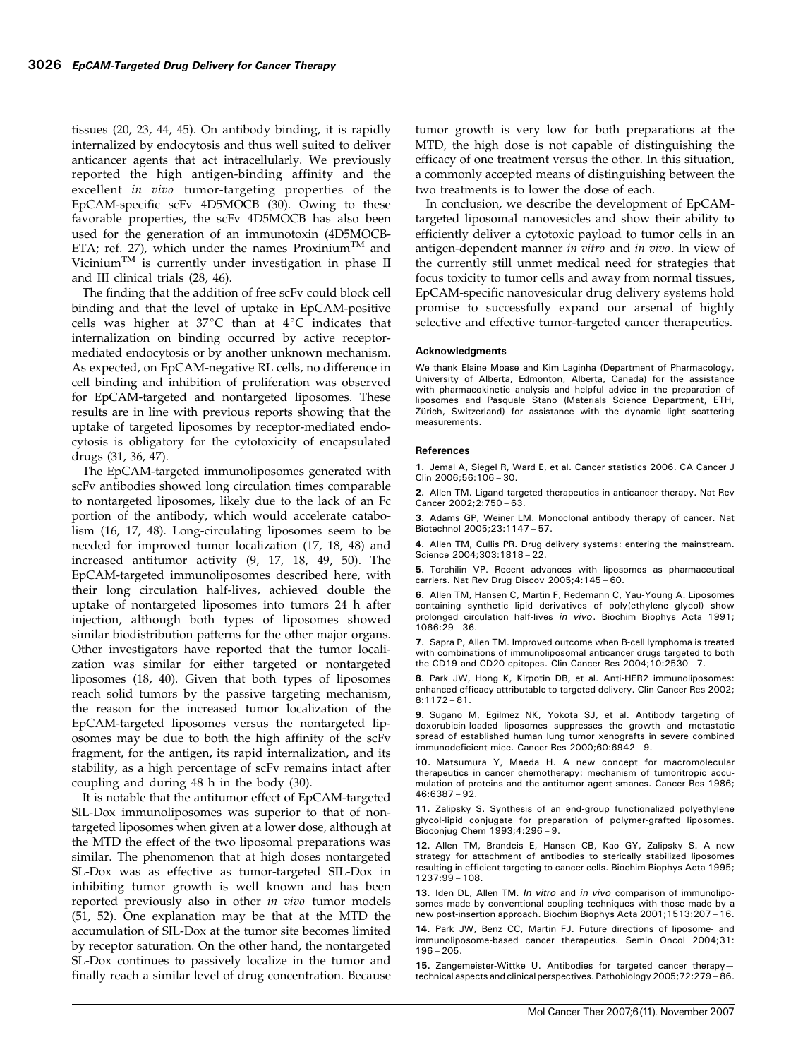tissues (20, 23, 44, 45). On antibody binding, it is rapidly internalized by endocytosis and thus well suited to deliver anticancer agents that act intracellularly. We previously reported the high antigen-binding affinity and the excellent *in vivo* tumor-targeting properties of the EpCAM-specific scFv 4D5MOCB (30). Owing to these favorable properties, the scFv 4D5MOCB has also been used for the generation of an immunotoxin (4D5MOCB-ETA; ref. 27), which under the names Proxinium™ and Vicinium™ is currently under investigation in phase II and III clinical trials (28, 46).

The finding that the addition of free scFv could block cell binding and that the level of uptake in EpCAM-positive cells was higher at 37°C than at 4°C indicates that internalization on binding occurred by active receptor-mediated endocytosis or by another unknown mechanism. As expected, on EpCAM-negative RL cells, no difference in cell binding and inhibition of proliferation was observed for EpCAM-targeted and nontargeted liposomes. These results are in line with previous reports showing that the uptake of targeted liposomes by receptor-mediated endocytosis is obligatory for the cytotoxicity of encapsulated drugs (31, 36, 47).

The EpCAM-targeted immunoliposomes generated with scFv antibodies showed long circulation times comparable to nontargeted liposomes, likely due to the lack of an Fc portion of the antibody, which would accelerate catabolism (16, 17, 48). Long-circulating liposomes seem to be needed for improved tumor localization (17, 18, 48) and increased antitumor activity (9, 17, 18, 49, 50). The EpCAM-targeted immunoliposomes described here, with their long circulation half-lives, achieved double the uptake of nontargeted liposomes into tumors 24 h after injection, although both types of liposomes showed similar biodistribution patterns for the other major organs. Other investigators have reported that the tumor localization was similar for either targeted or nontargeted liposomes (18, 40). Given that both types of liposomes reach solid tumors by the passive targeting mechanism, the reason for the increased tumor localization of the EpCAM-targeted liposomes versus the nontargeted liposomes may be due to both the high affinity of the scFv fragment, for the antigen, its rapid internalization, and its stability, as a high percentage of scFv remains intact after coupling and during 48 h in the body (30).

It is notable that the antitumor effect of EpCAM-targeted SIL-Dox immunoliposomes was superior to that of nontargeted liposomes when given at a lower dose, although at the MTD the effect of the two liposomal preparations was similar. The phenomenon that at high doses nontargeted SL-Dox was as effective as tumor-targeted SIL-Dox in inhibiting tumor growth is well known and has been reported previously also in other *in vivo* tumor models (51, 52). One explanation may be that at the MTD the accumulation of SIL-Dox at the tumor site becomes limited by receptor saturation. On the other hand, the nontargeted SL-Dox continues to passively localize in the tumor and finally reach a similar level of drug concentration. Because tumor growth is very low for both preparations at the MTD, the high dose is not capable of distinguishing the efficacy of one treatment versus the other. In this situation, a commonly accepted means of distinguishing between the two treatments is to lower the dose of each.

In conclusion, we describe the development of EpCAM-targeted liposomal nanovesicles and show their ability to efficiently deliver a cytotoxic payload to tumor cells in an antigen-dependent manner *in vitro* and *in vivo*. In view of the currently still unmet medical need for strategies that focus toxicity to tumor cells and away from normal tissues, EpCAM-specific nanovesicular drug delivery systems hold promise to successfully expand our arsenal of highly selective and effective tumor-targeted cancer therapeutics.

#### Acknowledgments

We thank Elaine Moase and Kim Laginha (Department of Pharmacology, University of Alberta, Edmonton, Alberta, Canada) for the assistance with pharmacokinetic analysis and helpful advice in the preparation of liposomes and Pasquale Stano (Materials Science Department, ETH, Zürich, Switzerland) for assistance with the dynamic light scattering measurements.

#### References

1. Jemal A, Siegel R, Ward E, et al. Cancer statistics 2006. CA Cancer J Clin 2006;56:106 – 30.
2. Allen TM. Ligand-targeted therapeutics in anticancer therapy. Nat Rev Cancer 2002;2:750 – 63.
3. Adams GP, Weiner LM. Monoclonal antibody therapy of cancer. Nat Biotechnol 2005;23:1147 – 57.
4. Allen TM, Cullis PR. Drug delivery systems: entering the mainstream. Science 2004;303:1818 – 22.
5. Torchilin VP. Recent advances with liposomes as pharmaceutical carriers. Nat Rev Drug Discov 2005;4:145 – 60.
6. Allen TM, Hansen C, Martin F, Redemann C, Yau-Young A. Liposomes containing synthetic lipid derivatives of poly(ethylene glycol) show prolonged circulation half-lives *in vivo*. Biochim Biophys Acta 1991; 1066:29 – 36.
7. Sapra P, Allen TM. Improved outcome when B-cell lymphoma is treated with combinations of immunoliposomal anticancer drugs targeted to both the CD19 and CD20 epitopes. Clin Cancer Res 2004;10:2530 – 7.
8. Park JW, Hong K, Kirpotin DB, et al. Anti-HER2 immunoliposomes: enhanced efficacy attributable to targeted delivery. Clin Cancer Res 2002; 8:1172 – 81.
9. Sugano M, Egilmez NK, Yokota SJ, et al. Antibody targeting of doxorubicin-loaded liposomes suppresses the growth and metastatic spread of established human lung tumor xenografts in severe combined immunodeficient mice. Cancer Res 2000;60:6942 – 9.
10. Matsumura Y, Maeda H. A new concept for macromolecular therapeutics in cancer chemotherapy: mechanism of tumoritropic accumulation of proteins and the antitumor agent smancs. Cancer Res 1986; 46:6387 – 92.
11. Zalipsky S. Synthesis of an end-group functionalized polyethylene glycol-lipid conjugate for preparation of polymer-grafted liposomes. Bioconjug Chem 1993;4:296 – 9.
12. Allen TM, Brandeis E, Hansen CB, Kao GY, Zalipsky S. A new strategy for attachment of antibodies to sterically stabilized liposomes resulting in efficient targeting to cancer cells. Biochim Biophys Acta 1995; 1237:99 – 108.
13. Iden DL, Allen TM. *In vitro* and *in vivo* comparison of immunoliposomes made by conventional coupling techniques with those made by a new post-insertion approach. Biochim Biophys Acta 2001;1513:207 – 16.
14. Park JW, Benz CC, Martin FJ. Future directions of liposome- and immunoliposome-based cancer therapeutics. Semin Oncol 2004;31: 196 – 205.
15. Zangemeister-Wittke U. Antibodies for targeted cancer therapy—technical aspects and clinical perspectives. Pathobiology 2005;72:279 – 86.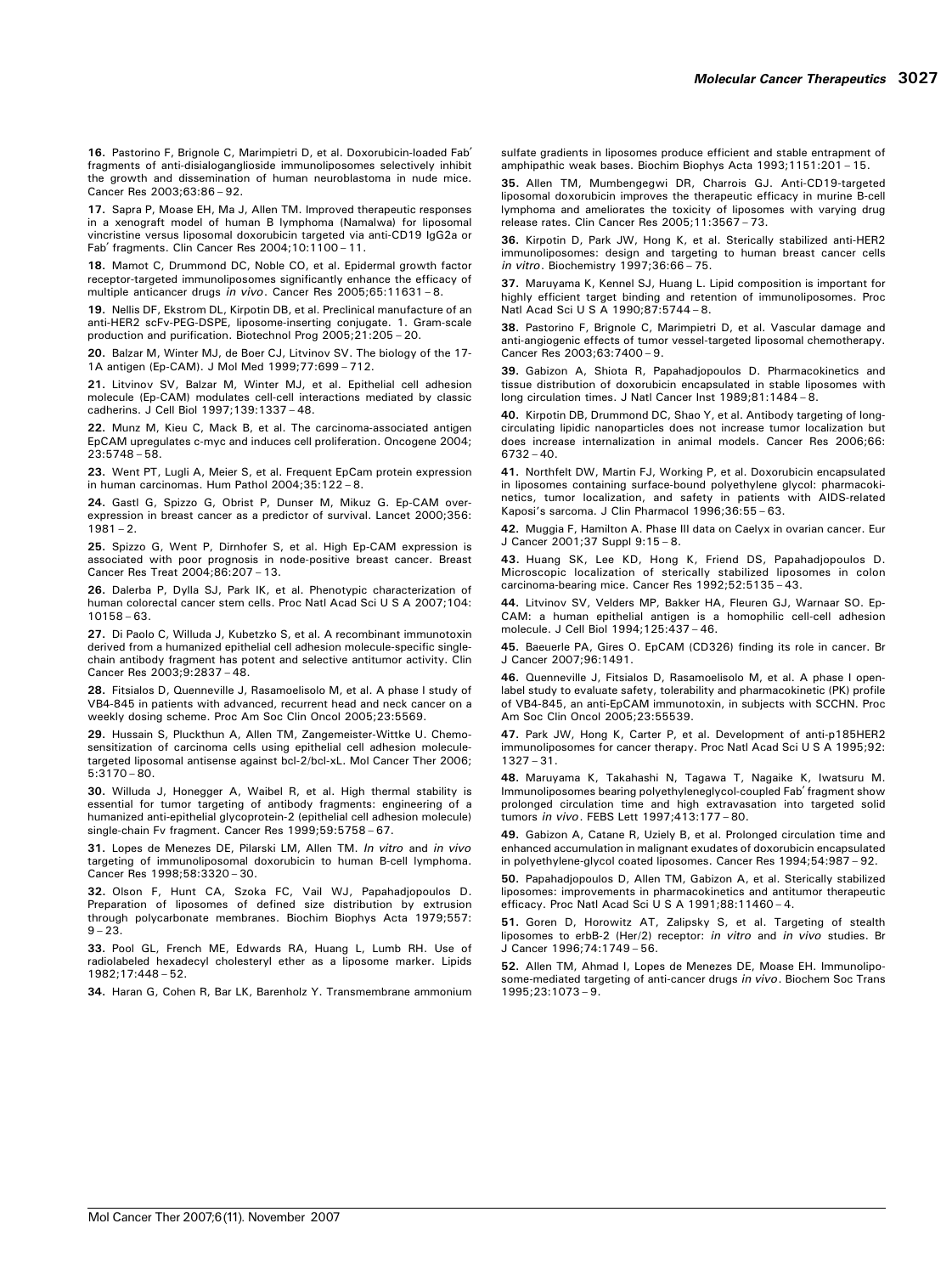16. Pastorino F, Brignole C, Marimpietri D, et al. Doxorubicin-loaded Fab′ fragments of anti-disialoganglioside immunoliposomes selectively inhibit the growth and dissemination of human neuroblastoma in nude mice. Cancer Res 2003;63:86 – 92.

17. Sapra P, Moase EH, Ma J, Allen TM. Improved therapeutic responses in a xenograft model of human B lymphoma (Namalwa) for liposomal vincristine versus liposomal doxorubicin targeted via anti-CD19 IgG2a or Fab′ fragments. Clin Cancer Res 2004;10:1100 – 11.

18. Mamot C, Drummond DC, Noble CO, et al. Epidermal growth factor receptor-targeted immunoliposomes significantly enhance the efficacy of multiple anticancer drugs *in vivo*. Cancer Res 2005;65:11631 – 8.

19. Nellis DF, Ekstrom DL, Kirpotin DB, et al. Preclinical manufacture of an anti-HER2 scFv-PEG-DSPE, liposome-inserting conjugate. 1. Gram-scale production and purification. Biotechnol Prog 2005;21:205 – 20.

20. Balzar M, Winter MJ, de Boer CJ, Litvinov SV. The biology of the 17-1A antigen (Ep-CAM). J Mol Med 1999;77:699 – 712.

21. Litvinov SV, Balzar M, Winter MJ, et al. Epithelial cell adhesion molecule (Ep-CAM) modulates cell-cell interactions mediated by classic cadherins. J Cell Biol 1997;139:1337 – 48.

22. Munz M, Kieu C, Mack B, et al. The carcinoma-associated antigen EpCAM upregulates c-myc and induces cell proliferation. Oncogene 2004; 23:5748 – 58.

23. Went PT, Lugli A, Meier S, et al. Frequent EpCam protein expression in human carcinomas. Hum Pathol 2004;35:122 – 8.

24. Gastl G, Spizzo G, Obrist P, Dunser M, Mikuz G. Ep-CAM overexpression in breast cancer as a predictor of survival. Lancet 2000;356: 1981 – 2.

25. Spizzo G, Went P, Dirnhofer S, et al. High Ep-CAM expression is associated with poor prognosis in node-positive breast cancer. Breast Cancer Res Treat 2004;86:207 – 13.

26. Dalerba P, Dylla SJ, Park IK, et al. Phenotypic characterization of human colorectal cancer stem cells. Proc Natl Acad Sci U S A 2007;104: 10158 – 63.

27. Di Paolo C, Willuda J, Kubetzko S, et al. A recombinant immunotoxin derived from a humanized epithelial cell adhesion molecule-specific single-chain antibody fragment has potent and selective antitumor activity. Clin Cancer Res 2003;9:2837 – 48.

28. Fitsialos D, Quenneville J, Rasamoelisolo M, et al. A phase I study of VB4-845 in patients with advanced, recurrent head and neck cancer on a weekly dosing scheme. Proc Am Soc Clin Oncol 2005;23:5569.

29. Hussain S, Pluckthun A, Allen TM, Zangemeister-Wittke U. Chemosensitization of carcinoma cells using epithelial cell adhesion molecule-targeted liposomal antisense against bcl-2/bcl-xL. Mol Cancer Ther 2006; 5:3170 – 80.

30. Willuda J, Honegger A, Waibel R, et al. High thermal stability is essential for tumor targeting of antibody fragments: engineering of a humanized anti-epithelial glycoprotein-2 (epithelial cell adhesion molecule) single-chain Fv fragment. Cancer Res 1999;59:5758 – 67.

31. Lopes de Menezes DE, Pilarski LM, Allen TM. *In vitro* and *in vivo* targeting of immunoliposomal doxorubicin to human B-cell lymphoma. Cancer Res 1998;58:3320 – 30.

32. Olson F, Hunt CA, Szoka FC, Vail WJ, Papahadjopoulos D. Preparation of liposomes of defined size distribution by extrusion through polycarbonate membranes. Biochim Biophys Acta 1979;557: 9 – 23.

33. Pool GL, French ME, Edwards RA, Huang L, Lumb RH. Use of radiolabeled hexadecyl cholesteryl ether as a liposome marker. Lipids 1982;17:448 – 52.

34. Haran G, Cohen R, Bar LK, Barenholz Y. Transmembrane ammonium sulfate gradients in liposomes produce efficient and stable entrapment of amphipathic weak bases. Biochim Biophys Acta 1993;1151:201 – 15.

35. Allen TM, Mumbengegwi DR, Charrois GJ. Anti-CD19-targeted liposomal doxorubicin improves the therapeutic efficacy in murine B-cell lymphoma and ameliorates the toxicity of liposomes with varying drug release rates. Clin Cancer Res 2005;11:3567 – 73.

36. Kirpotin D, Park JW, Hong K, et al. Sterically stabilized anti-HER2 immunoliposomes: design and targeting to human breast cancer cells *in vitro*. Biochemistry 1997;36:66 – 75.

37. Maruyama K, Kennel SJ, Huang L. Lipid composition is important for highly efficient target binding and retention of immunoliposomes. Proc Natl Acad Sci U S A 1990;87:5744 – 8.

38. Pastorino F, Brignole C, Marimpietri D, et al. Vascular damage and anti-angiogenic effects of tumor vessel-targeted liposomal chemotherapy. Cancer Res 2003;63:7400 – 9.

39. Gabizon A, Shiota R, Papahadjopoulos D. Pharmacokinetics and tissue distribution of doxorubicin encapsulated in stable liposomes with long circulation times. J Natl Cancer Inst 1989;81:1484 – 8.

40. Kirpotin DB, Drummond DC, Shao Y, et al. Antibody targeting of long-circulating lipidic nanoparticles does not increase tumor localization but does increase internalization in animal models. Cancer Res 2006;66: 6732 – 40.

41. Northfelt DW, Martin FJ, Working P, et al. Doxorubicin encapsulated in liposomes containing surface-bound polyethylene glycol: pharmacokinetics, tumor localization, and safety in patients with AIDS-related Kaposi's sarcoma. J Clin Pharmacol 1996;36:55 – 63.

42. Muggia F, Hamilton A. Phase III data on Caelyx in ovarian cancer. Eur J Cancer 2001;37 Suppl 9:15 – 8.

43. Huang SK, Lee KD, Hong K, Friend DS, Papahadjopoulos D. Microscopic localization of sterically stabilized liposomes in colon carcinoma-bearing mice. Cancer Res 1992;52:5135 – 43.

44. Litvinov SV, Velders MP, Bakker HA, Fleuren GJ, Warnaar SO. Ep-CAM: a human epithelial antigen is a homophilic cell-cell adhesion molecule. J Cell Biol 1994;125:437 – 46.

45. Baeuerle PA, Gires O. EpCAM (CD326) finding its role in cancer. Br J Cancer 2007;96:1491.

46. Quenneville J, Fitsialos D, Rasamoelisolo M, et al. A phase I open-label study to evaluate safety, tolerability and pharmacokinetic (PK) profile of VB4-845, an anti-EpCAM immunotoxin, in subjects with SCCHN. Proc Am Soc Clin Oncol 2005;23:55539.

47. Park JW, Hong K, Carter P, et al. Development of anti-p185HER2 immunoliposomes for cancer therapy. Proc Natl Acad Sci U S A 1995;92: 1327 – 31.

48. Maruyama K, Takahashi N, Tagawa T, Nagaike K, Iwatsuru M. Immunoliposomes bearing polyethyleneglycol-coupled Fab′ fragment show prolonged circulation time and high extravasation into targeted solid tumors *in vivo*. FEBS Lett 1997;413:177 – 80.

49. Gabizon A, Catane R, Uziely B, et al. Prolonged circulation time and enhanced accumulation in malignant exudates of doxorubicin encapsulated in polyethylene-glycol coated liposomes. Cancer Res 1994;54:987 – 92.

50. Papahadjopoulos D, Allen TM, Gabizon A, et al. Sterically stabilized liposomes: improvements in pharmacokinetics and antitumor therapeutic efficacy. Proc Natl Acad Sci U S A 1991;88:11460 – 4.

51. Goren D, Horowitz AT, Zalipsky S, et al. Targeting of stealth liposomes to erbB-2 (Her/2) receptor: *in vitro* and *in vivo* studies. Br J Cancer 1996;74:1749 – 56.

52. Allen TM, Ahmad I, Lopes de Menezes DE, Moase EH. Immunoliposome-mediated targeting of anti-cancer drugs *in vivo*. Biochem Soc Trans 1995;23:1073 – 9.